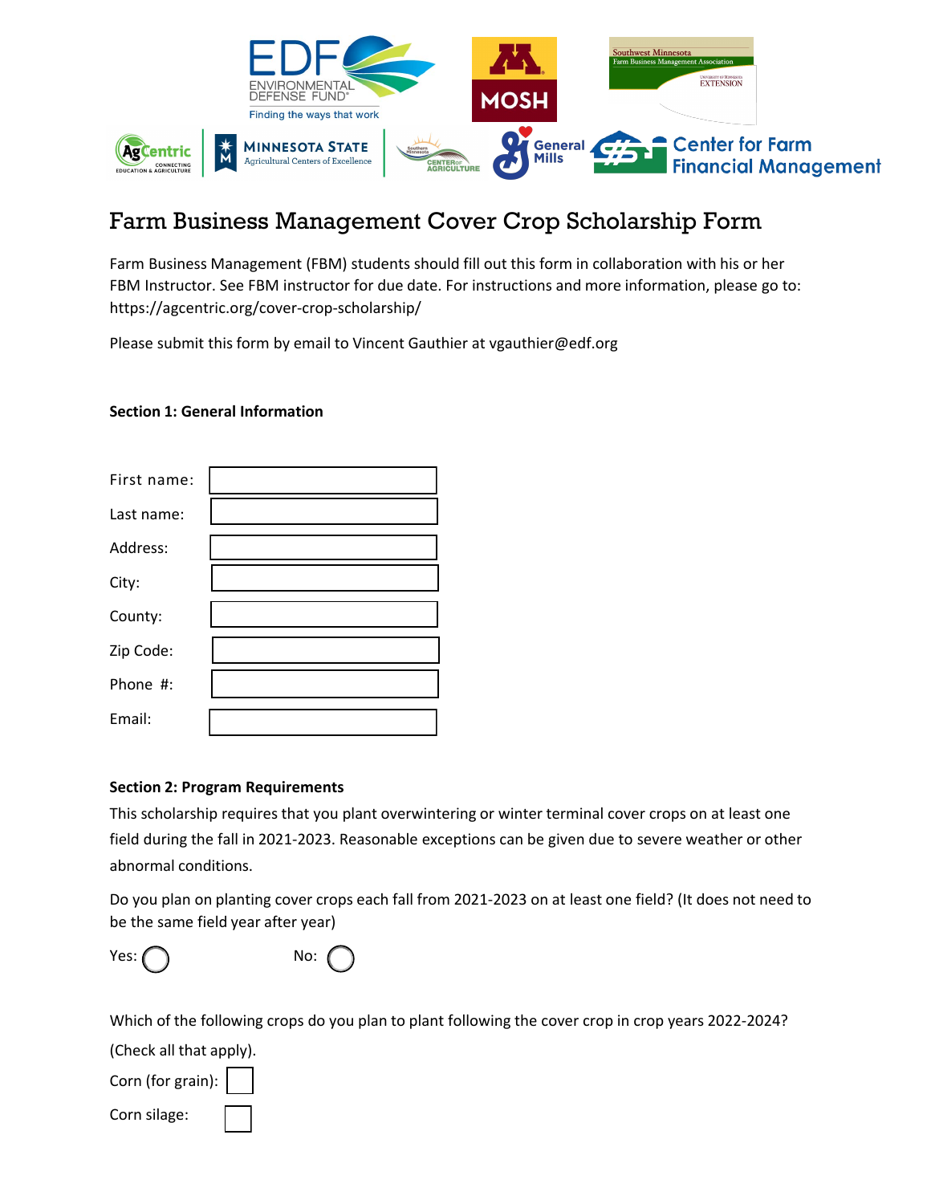# Farm Business Management Cover Crop Scholarship Form

Farm Business Management (FBM) students should fill out this form in collaboration with his or her FBM Instructor. See FBM instructor for due date. For instructions and more information, please go to: https://agcentric.org/cover-crop-scholarship/

Please submit this form by email to Vincent Gauthier at vgauthier@edf.org

**Section 1: General Information**

First name: 

Last name: 

Address: 

City: 

County: 

Zip Code: 

Phone #: 

Email: 

**Section 2: Program Requirements**

This scholarship requires that you plant overwintering or winter terminal cover crops on at least one field during the fall in 2021-2023. Reasonable exceptions can be given due to severe weather or other abnormal conditions.

Do you plan on planting cover crops each fall from 2021-2023 on at least one field? (It does not need to be the same field year after year)

Yes: ◯ No: ◯

Which of the following crops do you plan to plant following the cover crop in crop years 2022-2024? (Check all that apply).

Corn (for grain): ☐

Corn silage: ☐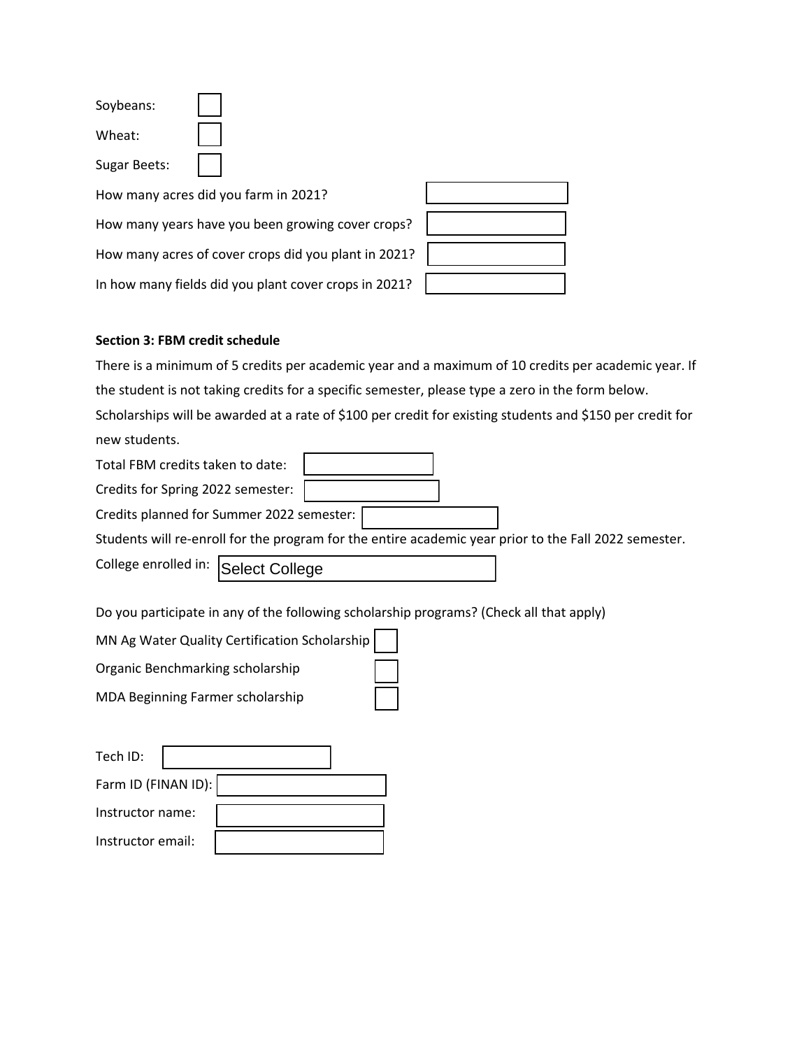Soybeans: ☐

Wheat: ☐

Sugar Beets: ☐

How many acres did you farm in 2021?

How many years have you been growing cover crops?

How many acres of cover crops did you plant in 2021?

In how many fields did you plant cover crops in 2021?

**Section 3: FBM credit schedule**

There is a minimum of 5 credits per academic year and a maximum of 10 credits per academic year. If the student is not taking credits for a specific semester, please type a zero in the form below. Scholarships will be awarded at a rate of $100 per credit for existing students and $150 per credit for new students.

Total FBM credits taken to date:

Credits for Spring 2022 semester:

Credits planned for Summer 2022 semester:

Students will re-enroll for the program for the entire academic year prior to the Fall 2022 semester.

College enrolled in: Select College

Do you participate in any of the following scholarship programs? (Check all that apply)

MN Ag Water Quality Certification Scholarship ☐

Organic Benchmarking scholarship ☐

MDA Beginning Farmer scholarship ☐

Tech ID:

Farm ID (FINAN ID):

Instructor name:

Instructor email: